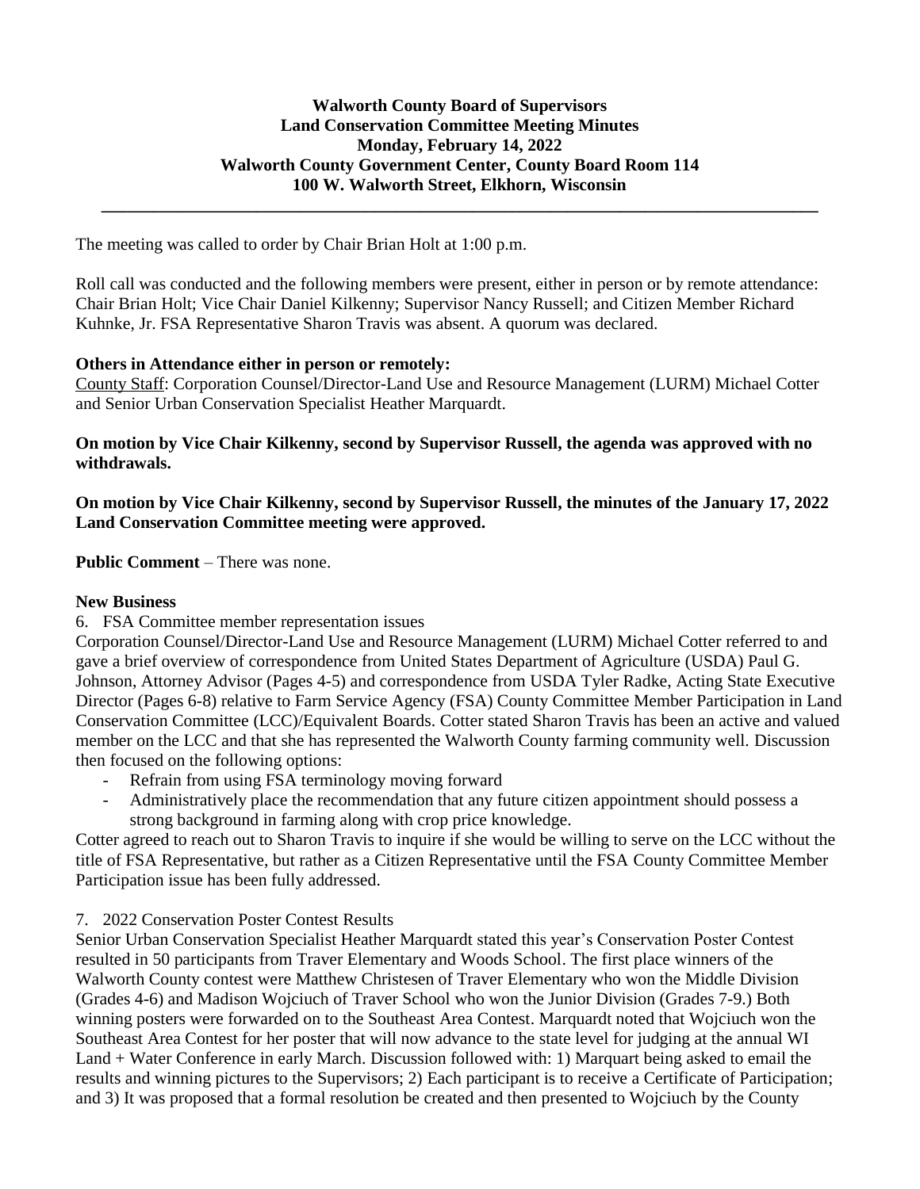**Walworth County Board of Supervisors**
**Land Conservation Committee Meeting Minutes**
**Monday, February 14, 2022**
**Walworth County Government Center, County Board Room 114**
**100 W. Walworth Street, Elkhorn, Wisconsin**

---

The meeting was called to order by Chair Brian Holt at 1:00 p.m.

Roll call was conducted and the following members were present, either in person or by remote attendance: Chair Brian Holt; Vice Chair Daniel Kilkenny; Supervisor Nancy Russell; and Citizen Member Richard Kuhnke, Jr. FSA Representative Sharon Travis was absent. A quorum was declared.

**Others in Attendance either in person or remotely:**
County Staff: Corporation Counsel/Director-Land Use and Resource Management (LURM) Michael Cotter and Senior Urban Conservation Specialist Heather Marquardt.

**On motion by Vice Chair Kilkenny, second by Supervisor Russell, the agenda was approved with no withdrawals.**

**On motion by Vice Chair Kilkenny, second by Supervisor Russell, the minutes of the January 17, 2022 Land Conservation Committee meeting were approved.**

**Public Comment** – There was none.

**New Business**

6. FSA Committee member representation issues

Corporation Counsel/Director-Land Use and Resource Management (LURM) Michael Cotter referred to and gave a brief overview of correspondence from United States Department of Agriculture (USDA) Paul G. Johnson, Attorney Advisor (Pages 4-5) and correspondence from USDA Tyler Radke, Acting State Executive Director (Pages 6-8) relative to Farm Service Agency (FSA) County Committee Member Participation in Land Conservation Committee (LCC)/Equivalent Boards. Cotter stated Sharon Travis has been an active and valued member on the LCC and that she has represented the Walworth County farming community well. Discussion then focused on the following options:

- Refrain from using FSA terminology moving forward
- Administratively place the recommendation that any future citizen appointment should possess a strong background in farming along with crop price knowledge.

Cotter agreed to reach out to Sharon Travis to inquire if she would be willing to serve on the LCC without the title of FSA Representative, but rather as a Citizen Representative until the FSA County Committee Member Participation issue has been fully addressed.

7. 2022 Conservation Poster Contest Results

Senior Urban Conservation Specialist Heather Marquardt stated this year's Conservation Poster Contest resulted in 50 participants from Traver Elementary and Woods School. The first place winners of the Walworth County contest were Matthew Christesen of Traver Elementary who won the Middle Division (Grades 4-6) and Madison Wojciuch of Traver School who won the Junior Division (Grades 7-9.) Both winning posters were forwarded on to the Southeast Area Contest. Marquardt noted that Wojciuch won the Southeast Area Contest for her poster that will now advance to the state level for judging at the annual WI Land + Water Conference in early March. Discussion followed with: 1) Marquart being asked to email the results and winning pictures to the Supervisors; 2) Each participant is to receive a Certificate of Participation; and 3) It was proposed that a formal resolution be created and then presented to Wojciuch by the County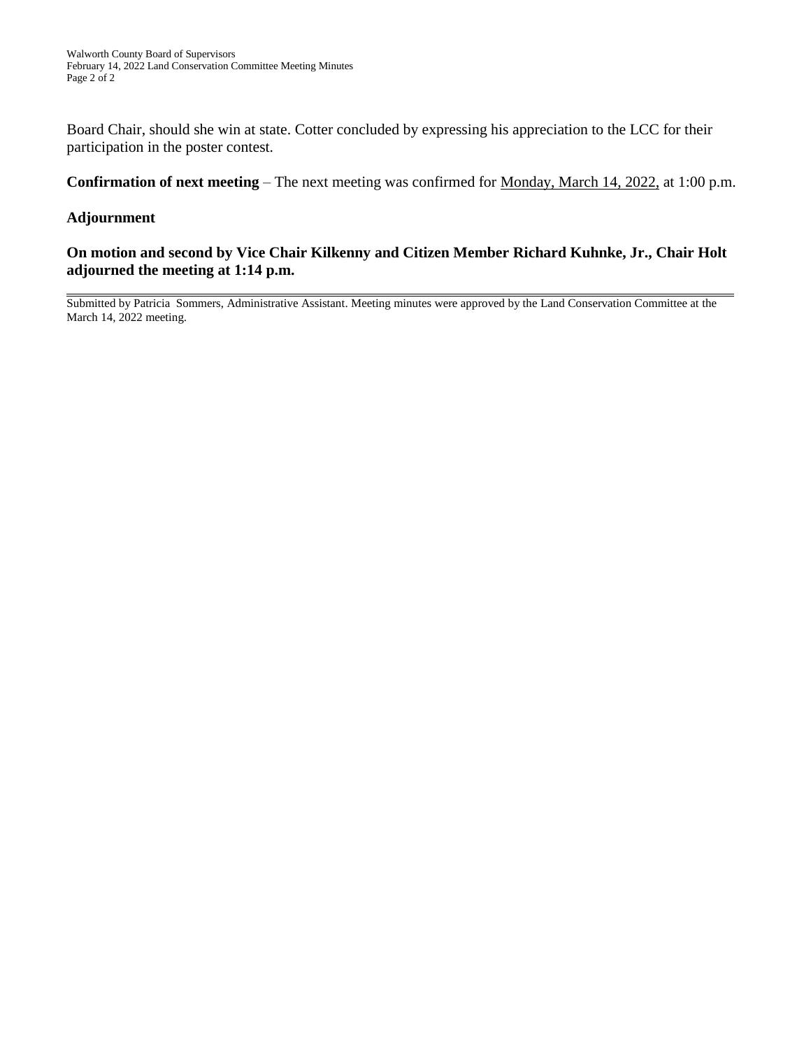Board Chair, should she win at state. Cotter concluded by expressing his appreciation to the LCC for their participation in the poster contest.

**Confirmation of next meeting** – The next meeting was confirmed for Monday, March 14, 2022, at 1:00 p.m.

**Adjournment**

**On motion and second by Vice Chair Kilkenny and Citizen Member Richard Kuhnke, Jr., Chair Holt adjourned the meeting at 1:14 p.m.**

---

Submitted by Patricia Sommers, Administrative Assistant. Meeting minutes were approved by the Land Conservation Committee at the March 14, 2022 meeting.